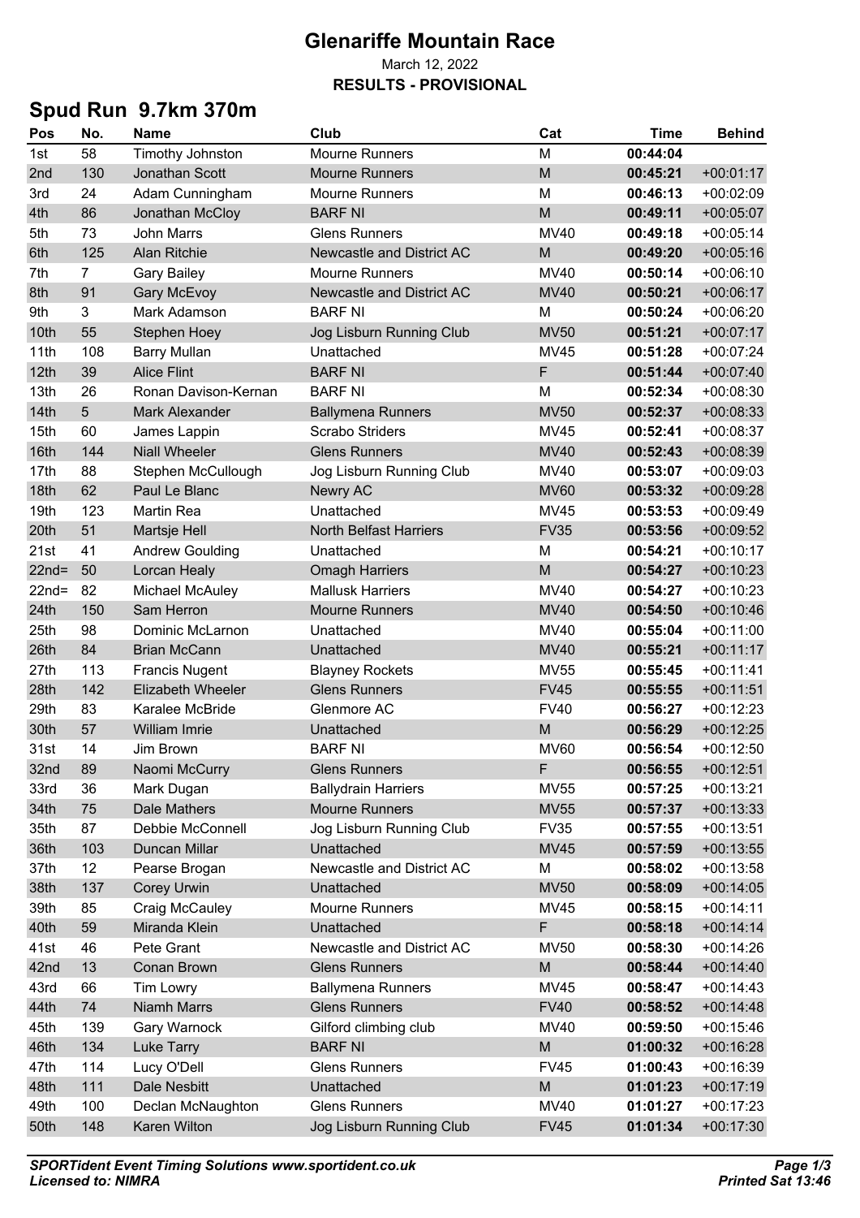# Glenariffe Mountain Race

March 12, 2022

**RESULTS - PROVISIONAL**

## Spud Run 9.7km 370m

| Pos | No. | Name | Club | Cat | Time | Behind |
|---|---|---|---|---|---|---|
| 1st | 58 | Timothy Johnston | Mourne Runners | M | **00:44:04** | |
| 2nd | 130 | Jonathan Scott | Mourne Runners | M | **00:45:21** | +00:01:17 |
| 3rd | 24 | Adam Cunningham | Mourne Runners | M | **00:46:13** | +00:02:09 |
| 4th | 86 | Jonathan McCloy | BARF NI | M | **00:49:11** | +00:05:07 |
| 5th | 73 | John Marrs | Glens Runners | MV40 | **00:49:18** | +00:05:14 |
| 6th | 125 | Alan Ritchie | Newcastle and District AC | M | **00:49:20** | +00:05:16 |
| 7th | 7 | Gary Bailey | Mourne Runners | MV40 | **00:50:14** | +00:06:10 |
| 8th | 91 | Gary McEvoy | Newcastle and District AC | MV40 | **00:50:21** | +00:06:17 |
| 9th | 3 | Mark Adamson | BARF NI | M | **00:50:24** | +00:06:20 |
| 10th | 55 | Stephen Hoey | Jog Lisburn Running Club | MV50 | **00:51:21** | +00:07:17 |
| 11th | 108 | Barry Mullan | Unattached | MV45 | **00:51:28** | +00:07:24 |
| 12th | 39 | Alice Flint | BARF NI | F | **00:51:44** | +00:07:40 |
| 13th | 26 | Ronan Davison-Kernan | BARF NI | M | **00:52:34** | +00:08:30 |
| 14th | 5 | Mark Alexander | Ballymena Runners | MV50 | **00:52:37** | +00:08:33 |
| 15th | 60 | James Lappin | Scrabo Striders | MV45 | **00:52:41** | +00:08:37 |
| 16th | 144 | Niall Wheeler | Glens Runners | MV40 | **00:52:43** | +00:08:39 |
| 17th | 88 | Stephen McCullough | Jog Lisburn Running Club | MV40 | **00:53:07** | +00:09:03 |
| 18th | 62 | Paul Le Blanc | Newry AC | MV60 | **00:53:32** | +00:09:28 |
| 19th | 123 | Martin Rea | Unattached | MV45 | **00:53:53** | +00:09:49 |
| 20th | 51 | Martsje Hell | North Belfast Harriers | FV35 | **00:53:56** | +00:09:52 |
| 21st | 41 | Andrew Goulding | Unattached | M | **00:54:21** | +00:10:17 |
| 22nd= | 50 | Lorcan Healy | Omagh Harriers | M | **00:54:27** | +00:10:23 |
| 22nd= | 82 | Michael McAuley | Mallusk Harriers | MV40 | **00:54:27** | +00:10:23 |
| 24th | 150 | Sam Herron | Mourne Runners | MV40 | **00:54:50** | +00:10:46 |
| 25th | 98 | Dominic McLarnon | Unattached | MV40 | **00:55:04** | +00:11:00 |
| 26th | 84 | Brian McCann | Unattached | MV40 | **00:55:21** | +00:11:17 |
| 27th | 113 | Francis Nugent | Blayney Rockets | MV55 | **00:55:45** | +00:11:41 |
| 28th | 142 | Elizabeth Wheeler | Glens Runners | FV45 | **00:55:55** | +00:11:51 |
| 29th | 83 | Karalee McBride | Glenmore AC | FV40 | **00:56:27** | +00:12:23 |
| 30th | 57 | William Imrie | Unattached | M | **00:56:29** | +00:12:25 |
| 31st | 14 | Jim Brown | BARF NI | MV60 | **00:56:54** | +00:12:50 |
| 32nd | 89 | Naomi McCurry | Glens Runners | F | **00:56:55** | +00:12:51 |
| 33rd | 36 | Mark Dugan | Ballydrain Harriers | MV55 | **00:57:25** | +00:13:21 |
| 34th | 75 | Dale Mathers | Mourne Runners | MV55 | **00:57:37** | +00:13:33 |
| 35th | 87 | Debbie McConnell | Jog Lisburn Running Club | FV35 | **00:57:55** | +00:13:51 |
| 36th | 103 | Duncan Millar | Unattached | MV45 | **00:57:59** | +00:13:55 |
| 37th | 12 | Pearse Brogan | Newcastle and District AC | M | **00:58:02** | +00:13:58 |
| 38th | 137 | Corey Urwin | Unattached | MV50 | **00:58:09** | +00:14:05 |
| 39th | 85 | Craig McCauley | Mourne Runners | MV45 | **00:58:15** | +00:14:11 |
| 40th | 59 | Miranda Klein | Unattached | F | **00:58:18** | +00:14:14 |
| 41st | 46 | Pete Grant | Newcastle and District AC | MV50 | **00:58:30** | +00:14:26 |
| 42nd | 13 | Conan Brown | Glens Runners | M | **00:58:44** | +00:14:40 |
| 43rd | 66 | Tim Lowry | Ballymena Runners | MV45 | **00:58:47** | +00:14:43 |
| 44th | 74 | Niamh Marrs | Glens Runners | FV40 | **00:58:52** | +00:14:48 |
| 45th | 139 | Gary Warnock | Gilford climbing club | MV40 | **00:59:50** | +00:15:46 |
| 46th | 134 | Luke Tarry | BARF NI | M | **01:00:32** | +00:16:28 |
| 47th | 114 | Lucy O'Dell | Glens Runners | FV45 | **01:00:43** | +00:16:39 |
| 48th | 111 | Dale Nesbitt | Unattached | M | **01:01:23** | +00:17:19 |
| 49th | 100 | Declan McNaughton | Glens Runners | MV40 | **01:01:27** | +00:17:23 |
| 50th | 148 | Karen Wilton | Jog Lisburn Running Club | FV45 | **01:01:34** | +00:17:30 |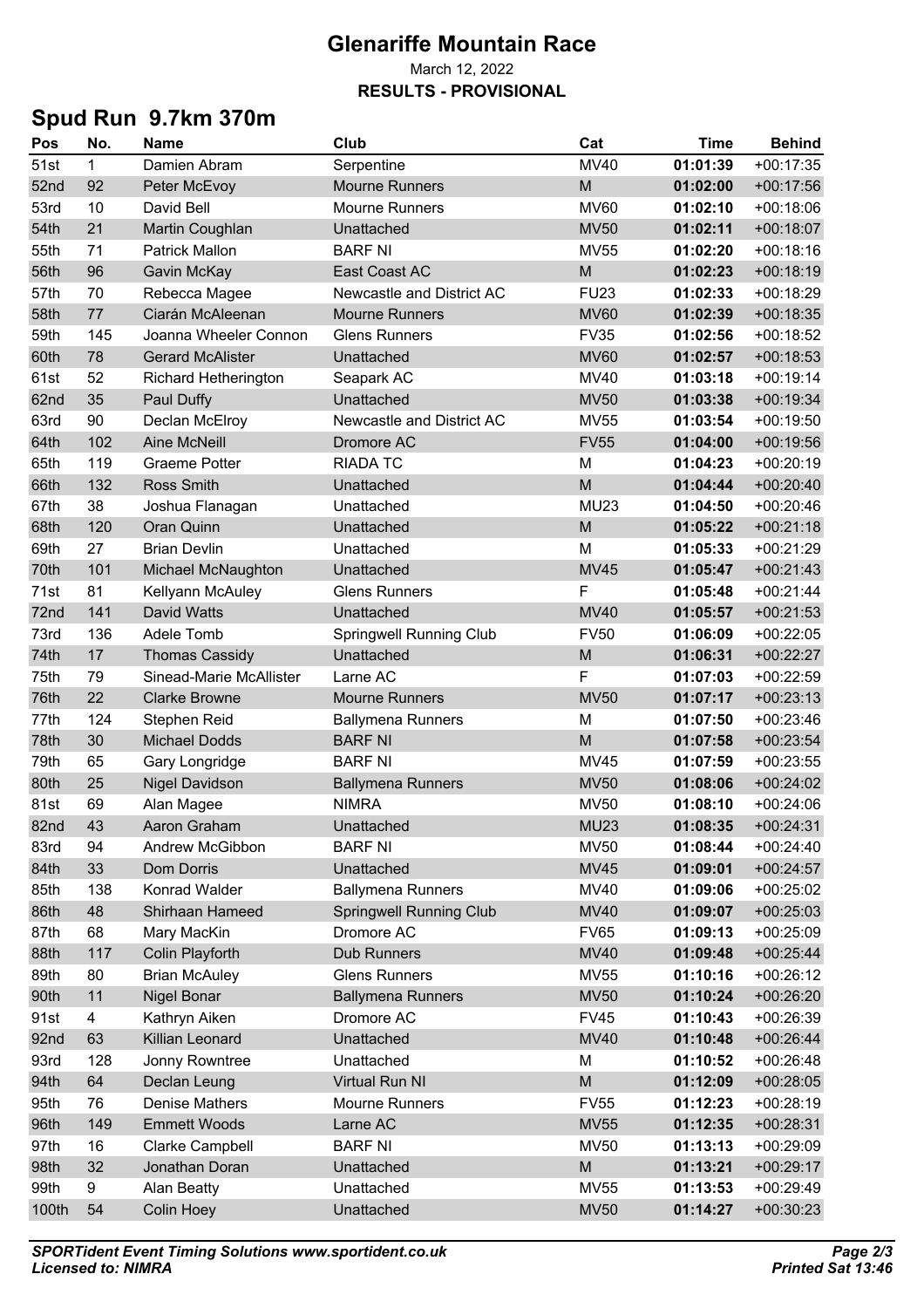# Glenariffe Mountain Race

March 12, 2022

**RESULTS - PROVISIONAL**

## Spud Run 9.7km 370m

| Pos | No. | Name | Club | Cat | Time | Behind |
|---|---|---|---|---|---|---|
| 51st | 1 | Damien Abram | Serpentine | MV40 | **01:01:39** | +00:17:35 |
| 52nd | 92 | Peter McEvoy | Mourne Runners | M | **01:02:00** | +00:17:56 |
| 53rd | 10 | David Bell | Mourne Runners | MV60 | **01:02:10** | +00:18:06 |
| 54th | 21 | Martin Coughlan | Unattached | MV50 | **01:02:11** | +00:18:07 |
| 55th | 71 | Patrick Mallon | BARF NI | MV55 | **01:02:20** | +00:18:16 |
| 56th | 96 | Gavin McKay | East Coast AC | M | **01:02:23** | +00:18:19 |
| 57th | 70 | Rebecca Magee | Newcastle and District AC | FU23 | **01:02:33** | +00:18:29 |
| 58th | 77 | Ciarán McAleenan | Mourne Runners | MV60 | **01:02:39** | +00:18:35 |
| 59th | 145 | Joanna Wheeler Connon | Glens Runners | FV35 | **01:02:56** | +00:18:52 |
| 60th | 78 | Gerard McAlister | Unattached | MV60 | **01:02:57** | +00:18:53 |
| 61st | 52 | Richard Hetherington | Seapark AC | MV40 | **01:03:18** | +00:19:14 |
| 62nd | 35 | Paul Duffy | Unattached | MV50 | **01:03:38** | +00:19:34 |
| 63rd | 90 | Declan McElroy | Newcastle and District AC | MV55 | **01:03:54** | +00:19:50 |
| 64th | 102 | Aine McNeill | Dromore AC | FV55 | **01:04:00** | +00:19:56 |
| 65th | 119 | Graeme Potter | RIADA TC | M | **01:04:23** | +00:20:19 |
| 66th | 132 | Ross Smith | Unattached | M | **01:04:44** | +00:20:40 |
| 67th | 38 | Joshua Flanagan | Unattached | MU23 | **01:04:50** | +00:20:46 |
| 68th | 120 | Oran Quinn | Unattached | M | **01:05:22** | +00:21:18 |
| 69th | 27 | Brian Devlin | Unattached | M | **01:05:33** | +00:21:29 |
| 70th | 101 | Michael McNaughton | Unattached | MV45 | **01:05:47** | +00:21:43 |
| 71st | 81 | Kellyann McAuley | Glens Runners | F | **01:05:48** | +00:21:44 |
| 72nd | 141 | David Watts | Unattached | MV40 | **01:05:57** | +00:21:53 |
| 73rd | 136 | Adele Tomb | Springwell Running Club | FV50 | **01:06:09** | +00:22:05 |
| 74th | 17 | Thomas Cassidy | Unattached | M | **01:06:31** | +00:22:27 |
| 75th | 79 | Sinead-Marie McAllister | Larne AC | F | **01:07:03** | +00:22:59 |
| 76th | 22 | Clarke Browne | Mourne Runners | MV50 | **01:07:17** | +00:23:13 |
| 77th | 124 | Stephen Reid | Ballymena Runners | M | **01:07:50** | +00:23:46 |
| 78th | 30 | Michael Dodds | BARF NI | M | **01:07:58** | +00:23:54 |
| 79th | 65 | Gary Longridge | BARF NI | MV45 | **01:07:59** | +00:23:55 |
| 80th | 25 | Nigel Davidson | Ballymena Runners | MV50 | **01:08:06** | +00:24:02 |
| 81st | 69 | Alan Magee | NIMRA | MV50 | **01:08:10** | +00:24:06 |
| 82nd | 43 | Aaron Graham | Unattached | MU23 | **01:08:35** | +00:24:31 |
| 83rd | 94 | Andrew McGibbon | BARF NI | MV50 | **01:08:44** | +00:24:40 |
| 84th | 33 | Dom Dorris | Unattached | MV45 | **01:09:01** | +00:24:57 |
| 85th | 138 | Konrad Walder | Ballymena Runners | MV40 | **01:09:06** | +00:25:02 |
| 86th | 48 | Shirhaan Hameed | Springwell Running Club | MV40 | **01:09:07** | +00:25:03 |
| 87th | 68 | Mary MacKin | Dromore AC | FV65 | **01:09:13** | +00:25:09 |
| 88th | 117 | Colin Playforth | Dub Runners | MV40 | **01:09:48** | +00:25:44 |
| 89th | 80 | Brian McAuley | Glens Runners | MV55 | **01:10:16** | +00:26:12 |
| 90th | 11 | Nigel Bonar | Ballymena Runners | MV50 | **01:10:24** | +00:26:20 |
| 91st | 4 | Kathryn Aiken | Dromore AC | FV45 | **01:10:43** | +00:26:39 |
| 92nd | 63 | Killian Leonard | Unattached | MV40 | **01:10:48** | +00:26:44 |
| 93rd | 128 | Jonny Rowntree | Unattached | M | **01:10:52** | +00:26:48 |
| 94th | 64 | Declan Leung | Virtual Run NI | M | **01:12:09** | +00:28:05 |
| 95th | 76 | Denise Mathers | Mourne Runners | FV55 | **01:12:23** | +00:28:19 |
| 96th | 149 | Emmett Woods | Larne AC | MV55 | **01:12:35** | +00:28:31 |
| 97th | 16 | Clarke Campbell | BARF NI | MV50 | **01:13:13** | +00:29:09 |
| 98th | 32 | Jonathan Doran | Unattached | M | **01:13:21** | +00:29:17 |
| 99th | 9 | Alan Beatty | Unattached | MV55 | **01:13:53** | +00:29:49 |
| 100th | 54 | Colin Hoey | Unattached | MV50 | **01:14:27** | +00:30:23 |

***SPORTident Event Timing Solutions www.sportident.co.uk***
***Licensed to: NIMRA***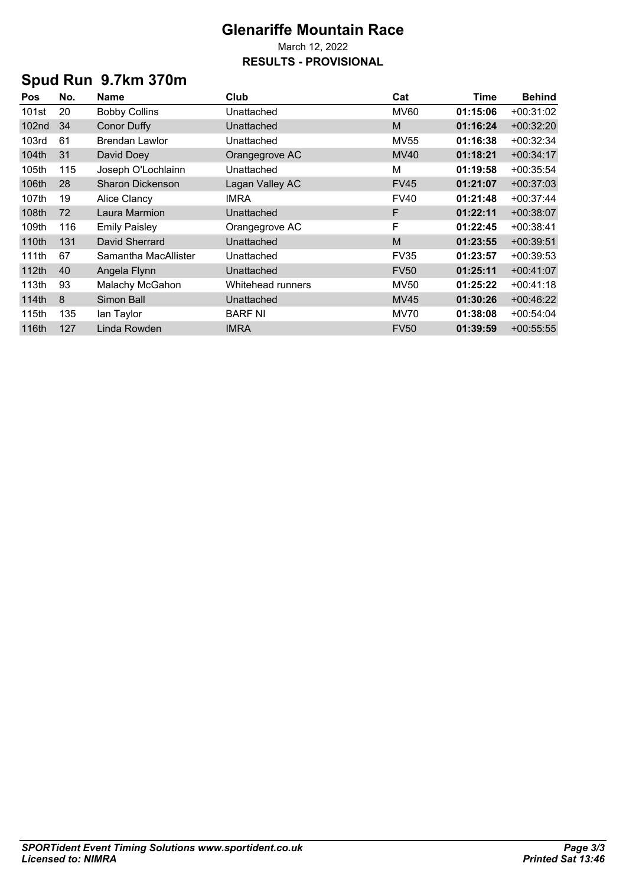# Glenariffe Mountain Race

March 12, 2022

**RESULTS - PROVISIONAL**

## Spud Run 9.7km 370m

| Pos | No. | Name | Club | Cat | Time | Behind |
|---|---|---|---|---|---|---|
| 101st | 20 | Bobby Collins | Unattached | MV60 | **01:15:06** | +00:31:02 |
| 102nd | 34 | Conor Duffy | Unattached | M | **01:16:24** | +00:32:20 |
| 103rd | 61 | Brendan Lawlor | Unattached | MV55 | **01:16:38** | +00:32:34 |
| 104th | 31 | David Doey | Orangegrove AC | MV40 | **01:18:21** | +00:34:17 |
| 105th | 115 | Joseph O'Lochlainn | Unattached | M | **01:19:58** | +00:35:54 |
| 106th | 28 | Sharon Dickenson | Lagan Valley AC | FV45 | **01:21:07** | +00:37:03 |
| 107th | 19 | Alice Clancy | IMRA | FV40 | **01:21:48** | +00:37:44 |
| 108th | 72 | Laura Marmion | Unattached | F | **01:22:11** | +00:38:07 |
| 109th | 116 | Emily Paisley | Orangegrove AC | F | **01:22:45** | +00:38:41 |
| 110th | 131 | David Sherrard | Unattached | M | **01:23:55** | +00:39:51 |
| 111th | 67 | Samantha MacAllister | Unattached | FV35 | **01:23:57** | +00:39:53 |
| 112th | 40 | Angela Flynn | Unattached | FV50 | **01:25:11** | +00:41:07 |
| 113th | 93 | Malachy McGahon | Whitehead runners | MV50 | **01:25:22** | +00:41:18 |
| 114th | 8 | Simon Ball | Unattached | MV45 | **01:30:26** | +00:46:22 |
| 115th | 135 | Ian Taylor | BARF NI | MV70 | **01:38:08** | +00:54:04 |
| 116th | 127 | Linda Rowden | IMRA | FV50 | **01:39:59** | +00:55:55 |

***SPORTident Event Timing Solutions www.sportident.co.uk***
***Licensed to: NIMRA***

***Printed Sat 13:46***